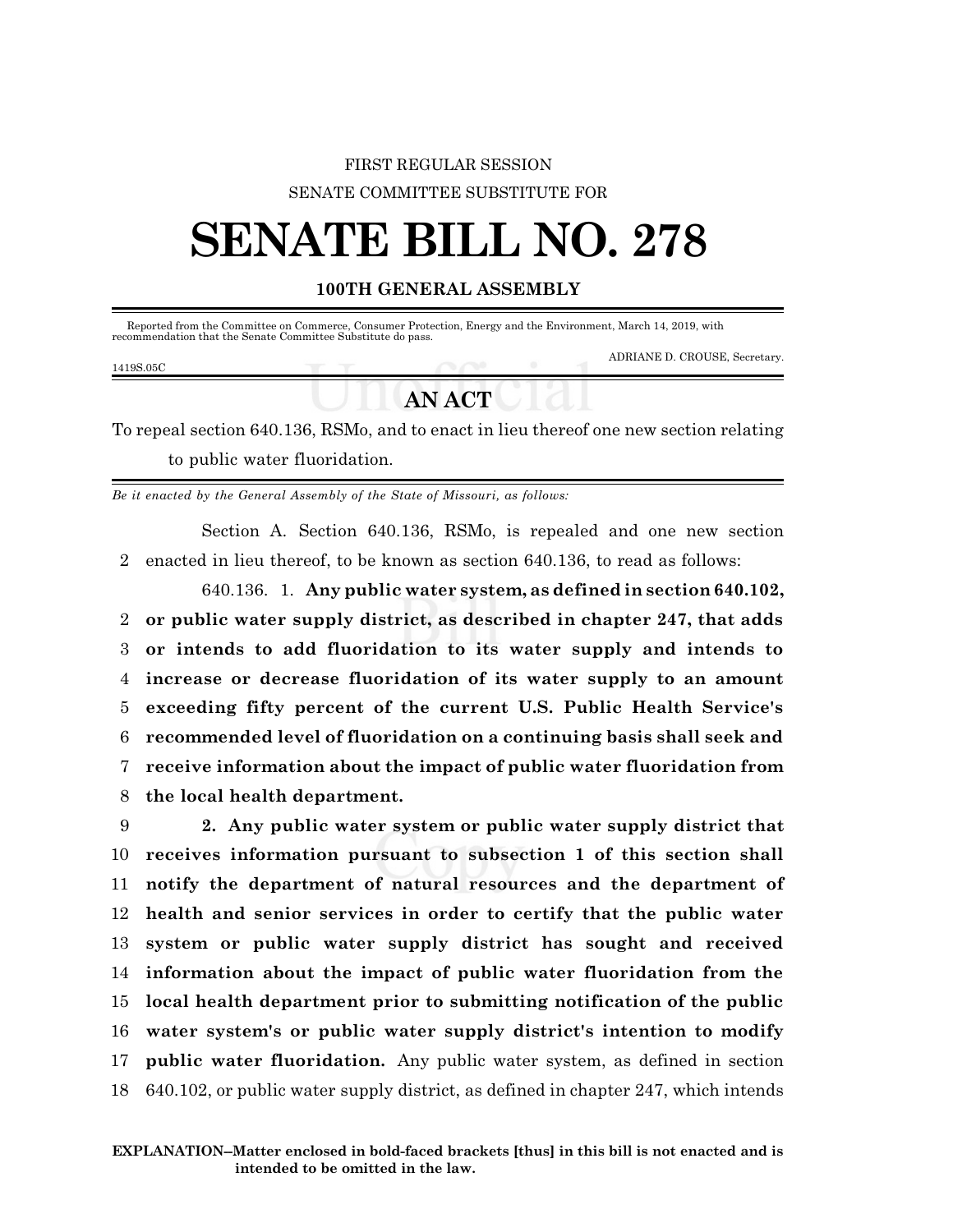FIRST REGULAR SESSION

SENATE COMMITTEE SUBSTITUTE FOR

# SENATE BILL NO. 278

## 100TH GENERAL ASSEMBLY

Reported from the Committee on Commerce, Consumer Protection, Energy and the Environment, March 14, 2019, with recommendation that the Senate Committee Substitute do pass.

ADRIANE D. CROUSE, Secretary.

1419S.05C

## AN ACT

To repeal section 640.136, RSMo, and to enact in lieu thereof one new section relating to public water fluoridation.

*Be it enacted by the General Assembly of the State of Missouri, as follows:*

Section A. Section 640.136, RSMo, is repealed and one new section enacted in lieu thereof, to be known as section 640.136, to read as follows:

640.136. 1. **Any public water system, as defined in section 640.102, or public water supply district, as described in chapter 247, that adds or intends to add fluoridation to its water supply and intends to increase or decrease fluoridation of its water supply to an amount exceeding fifty percent of the current U.S. Public Health Service's recommended level of fluoridation on a continuing basis shall seek and receive information about the impact of public water fluoridation from the local health department.**

**2. Any public water system or public water supply district that receives information pursuant to subsection 1 of this section shall notify the department of natural resources and the department of health and senior services in order to certify that the public water system or public water supply district has sought and received information about the impact of public water fluoridation from the local health department prior to submitting notification of the public water system's or public water supply district's intention to modify public water fluoridation.** Any public water system, as defined in section 640.102, or public water supply district, as defined in chapter 247, which intends

**EXPLANATION–Matter enclosed in bold-faced brackets [thus] in this bill is not enacted and is intended to be omitted in the law.**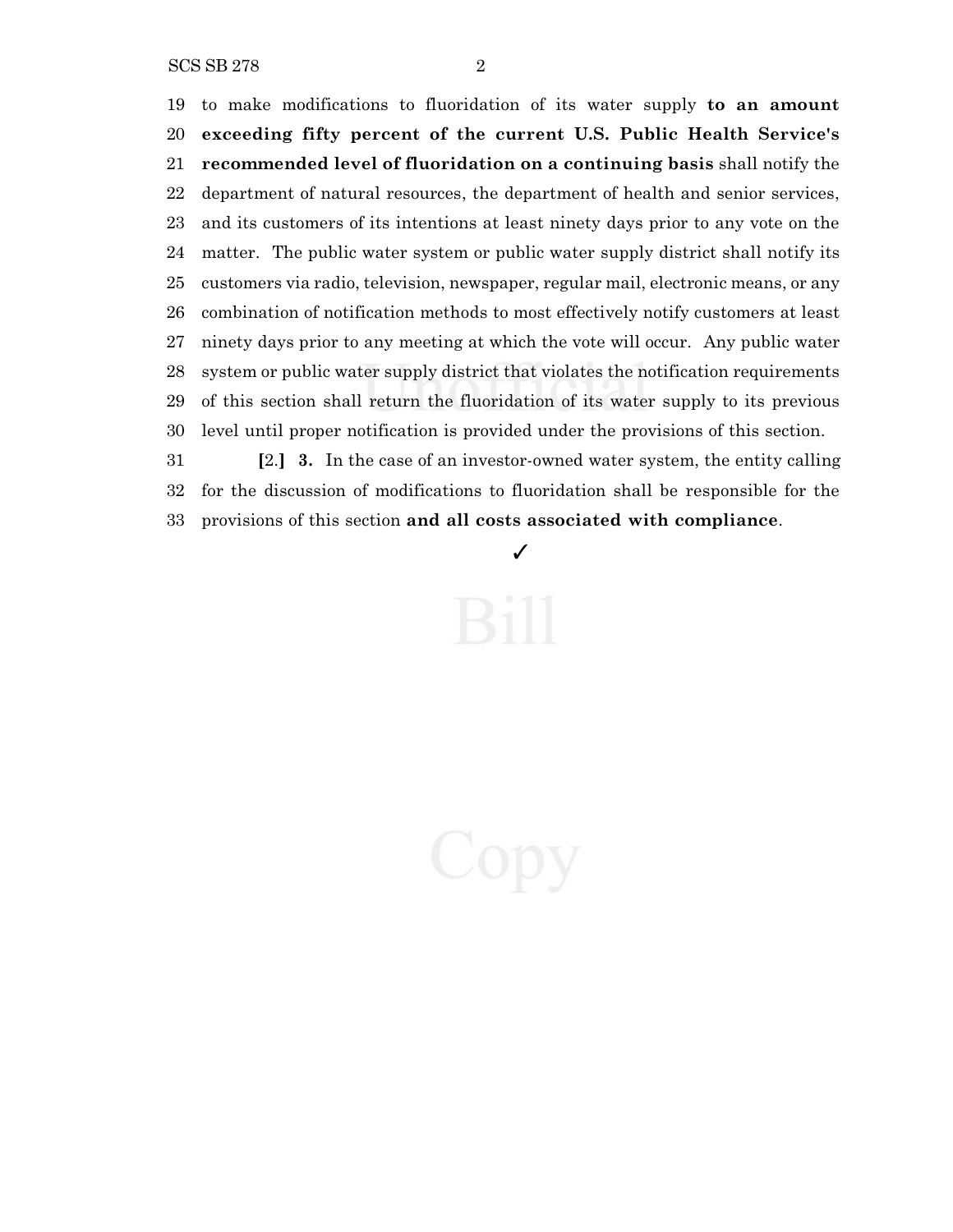19 to make modifications to fluoridation of its water supply **to an amount**
20 **exceeding fifty percent of the current U.S. Public Health Service's**
21 **recommended level of fluoridation on a continuing basis** shall notify the
22 department of natural resources, the department of health and senior services,
23 and its customers of its intentions at least ninety days prior to any vote on the
24 matter. The public water system or public water supply district shall notify its
25 customers via radio, television, newspaper, regular mail, electronic means, or any
26 combination of notification methods to most effectively notify customers at least
27 ninety days prior to any meeting at which the vote will occur. Any public water
28 system or public water supply district that violates the notification requirements
29 of this section shall return the fluoridation of its water supply to its previous
30 level until proper notification is provided under the provisions of this section.

31 **[**2.**]** **3.** In the case of an investor-owned water system, the entity calling
32 for the discussion of modifications to fluoridation shall be responsible for the
33 provisions of this section **and all costs associated with compliance**.

✓